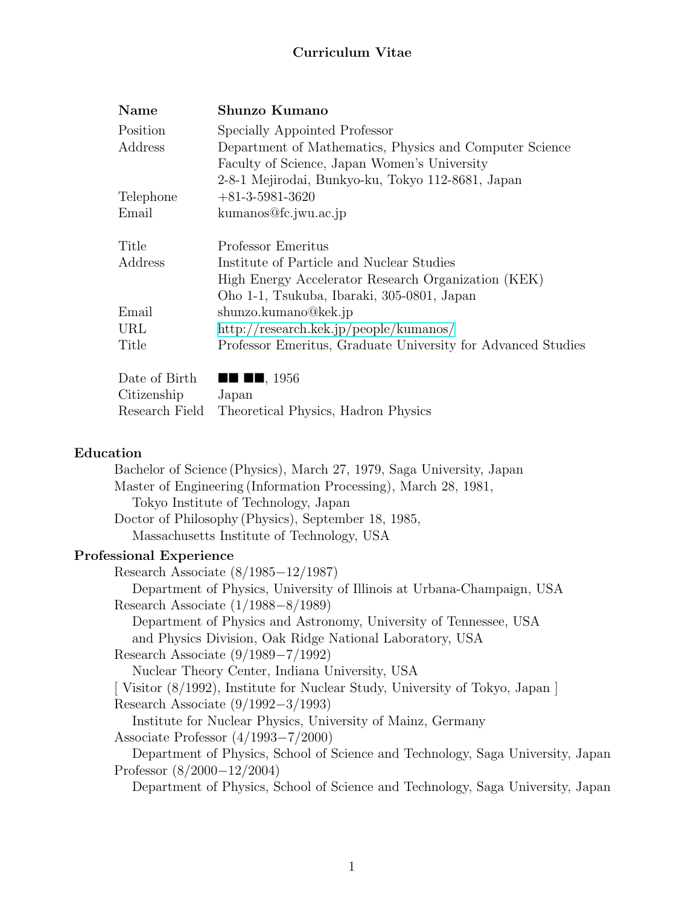# Curriculum Vitae

| | |
|---|---|
| **Name** | **Shunzo Kumano** |
| Position | Specially Appointed Professor |
| Address | Department of Mathematics, Physics and Computer Science |
| | Faculty of Science, Japan Women's University |
| | 2-8-1 Mejirodai, Bunkyo-ku, Tokyo 112-8681, Japan |
| Telephone | +81-3-5981-3620 |
| Email | kumanos@fc.jwu.ac.jp |
| | |
| Title | Professor Emeritus |
| Address | Institute of Particle and Nuclear Studies |
| | High Energy Accelerator Research Organization (KEK) |
| | Oho 1-1, Tsukuba, Ibaraki, 305-0801, Japan |
| Email | shunzo.kumano@kek.jp |
| URL | http://research.kek.jp/people/kumanos/ |
| Title | Professor Emeritus, Graduate University for Advanced Studies |
| | |
| Date of Birth | ■■ ■■, 1956 |
| Citizenship | Japan |
| Research Field | Theoretical Physics, Hadron Physics |

## Education

Bachelor of Science (Physics), March 27, 1979, Saga University, Japan
Master of Engineering (Information Processing), March 28, 1981,
Tokyo Institute of Technology, Japan
Doctor of Philosophy (Physics), September 18, 1985,
Massachusetts Institute of Technology, USA

## Professional Experience

Research Associate (8/1985−12/1987)
Department of Physics, University of Illinois at Urbana-Champaign, USA
Research Associate (1/1988−8/1989)
Department of Physics and Astronomy, University of Tennessee, USA
and Physics Division, Oak Ridge National Laboratory, USA
Research Associate (9/1989−7/1992)
Nuclear Theory Center, Indiana University, USA
[ Visitor (8/1992), Institute for Nuclear Study, University of Tokyo, Japan ]
Research Associate (9/1992−3/1993)
Institute for Nuclear Physics, University of Mainz, Germany
Associate Professor (4/1993−7/2000)
Department of Physics, School of Science and Technology, Saga University, Japan
Professor (8/2000−12/2004)
Department of Physics, School of Science and Technology, Saga University, Japan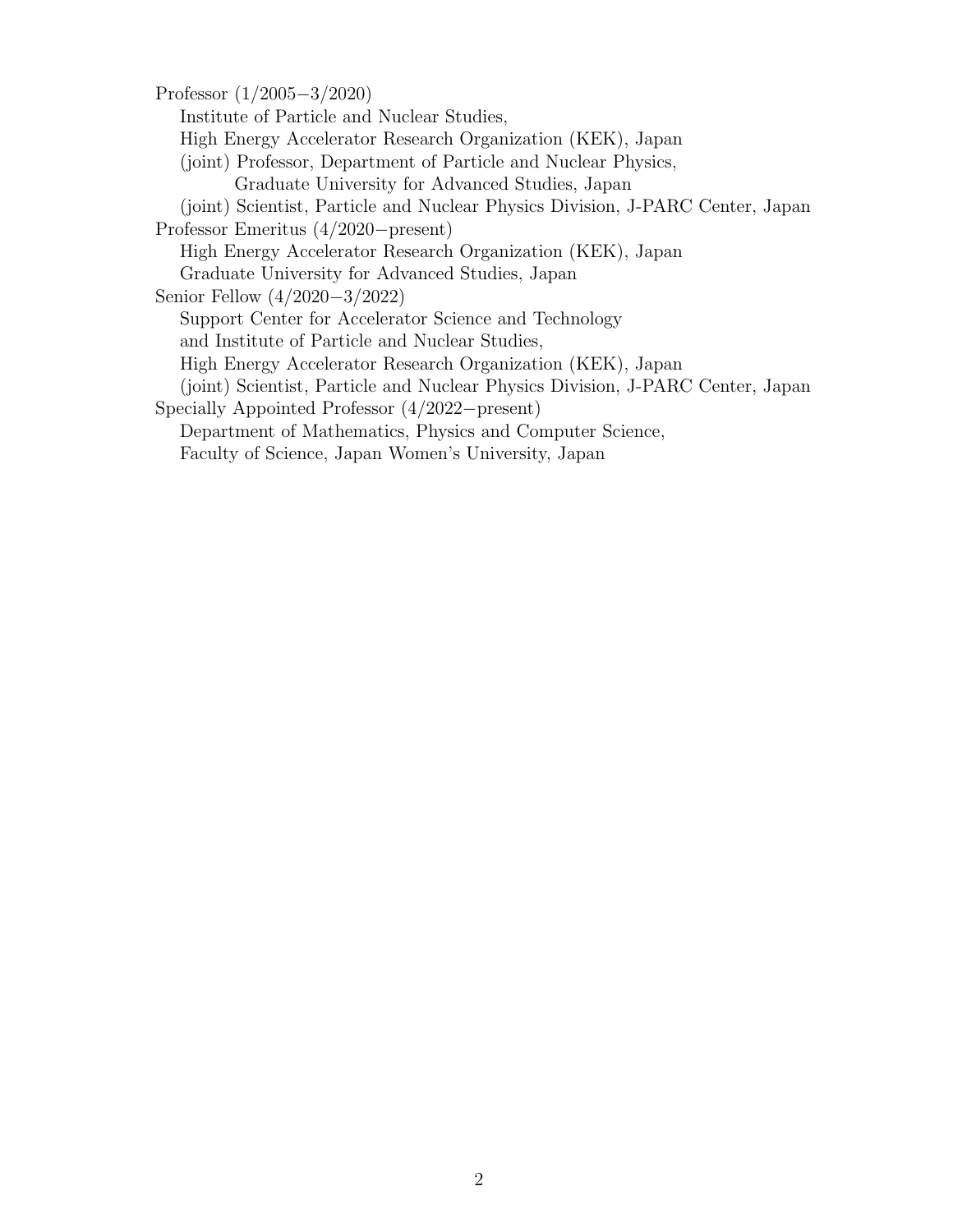Professor (1/2005−3/2020)
  Institute of Particle and Nuclear Studies,
  High Energy Accelerator Research Organization (KEK), Japan
  (joint) Professor, Department of Particle and Nuclear Physics,
    Graduate University for Advanced Studies, Japan
  (joint) Scientist, Particle and Nuclear Physics Division, J-PARC Center, Japan

Professor Emeritus (4/2020−present)
  High Energy Accelerator Research Organization (KEK), Japan
  Graduate University for Advanced Studies, Japan

Senior Fellow (4/2020−3/2022)
  Support Center for Accelerator Science and Technology
  and Institute of Particle and Nuclear Studies,
  High Energy Accelerator Research Organization (KEK), Japan
  (joint) Scientist, Particle and Nuclear Physics Division, J-PARC Center, Japan

Specially Appointed Professor (4/2022−present)
  Department of Mathematics, Physics and Computer Science,
  Faculty of Science, Japan Women's University, Japan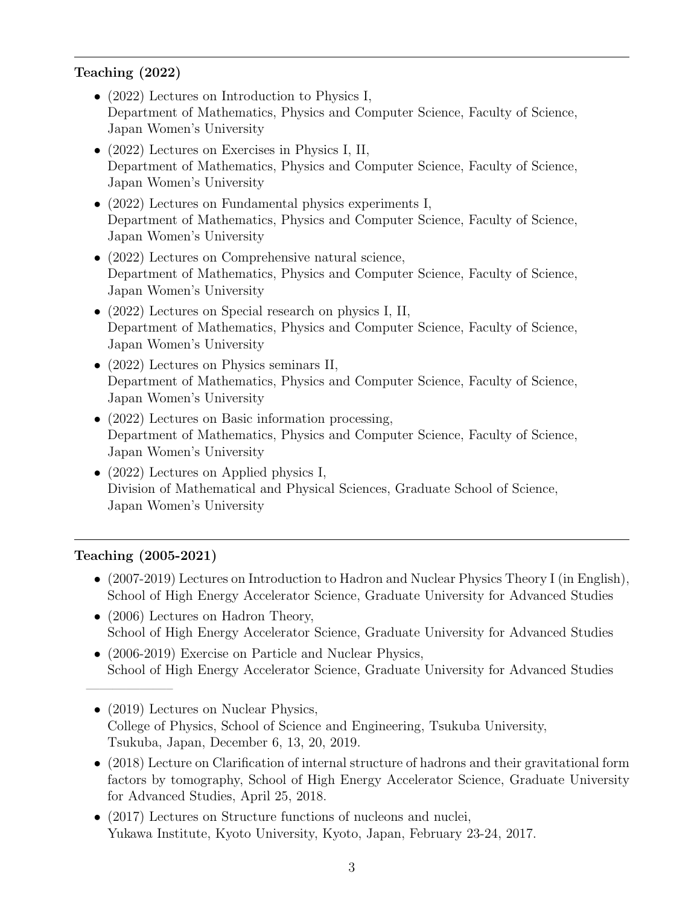---

**Teaching (2022)**

- (2022) Lectures on Introduction to Physics I,
  Department of Mathematics, Physics and Computer Science, Faculty of Science,
  Japan Women's University
- (2022) Lectures on Exercises in Physics I, II,
  Department of Mathematics, Physics and Computer Science, Faculty of Science,
  Japan Women's University
- (2022) Lectures on Fundamental physics experiments I,
  Department of Mathematics, Physics and Computer Science, Faculty of Science,
  Japan Women's University
- (2022) Lectures on Comprehensive natural science,
  Department of Mathematics, Physics and Computer Science, Faculty of Science,
  Japan Women's University
- (2022) Lectures on Special research on physics I, II,
  Department of Mathematics, Physics and Computer Science, Faculty of Science,
  Japan Women's University
- (2022) Lectures on Physics seminars II,
  Department of Mathematics, Physics and Computer Science, Faculty of Science,
  Japan Women's University
- (2022) Lectures on Basic information processing,
  Department of Mathematics, Physics and Computer Science, Faculty of Science,
  Japan Women's University
- (2022) Lectures on Applied physics I,
  Division of Mathematical and Physical Sciences, Graduate School of Science,
  Japan Women's University

---

**Teaching (2005-2021)**

- (2007-2019) Lectures on Introduction to Hadron and Nuclear Physics Theory I (in English),
  School of High Energy Accelerator Science, Graduate University for Advanced Studies
- (2006) Lectures on Hadron Theory,
  School of High Energy Accelerator Science, Graduate University for Advanced Studies
- (2006-2019) Exercise on Particle and Nuclear Physics,
  School of High Energy Accelerator Science, Graduate University for Advanced Studies

---

- (2019) Lectures on Nuclear Physics,
  College of Physics, School of Science and Engineering, Tsukuba University,
  Tsukuba, Japan, December 6, 13, 20, 2019.
- (2018) Lecture on Clarification of internal structure of hadrons and their gravitational form factors by tomography, School of High Energy Accelerator Science, Graduate University for Advanced Studies, April 25, 2018.
- (2017) Lectures on Structure functions of nucleons and nuclei,
  Yukawa Institute, Kyoto University, Kyoto, Japan, February 23-24, 2017.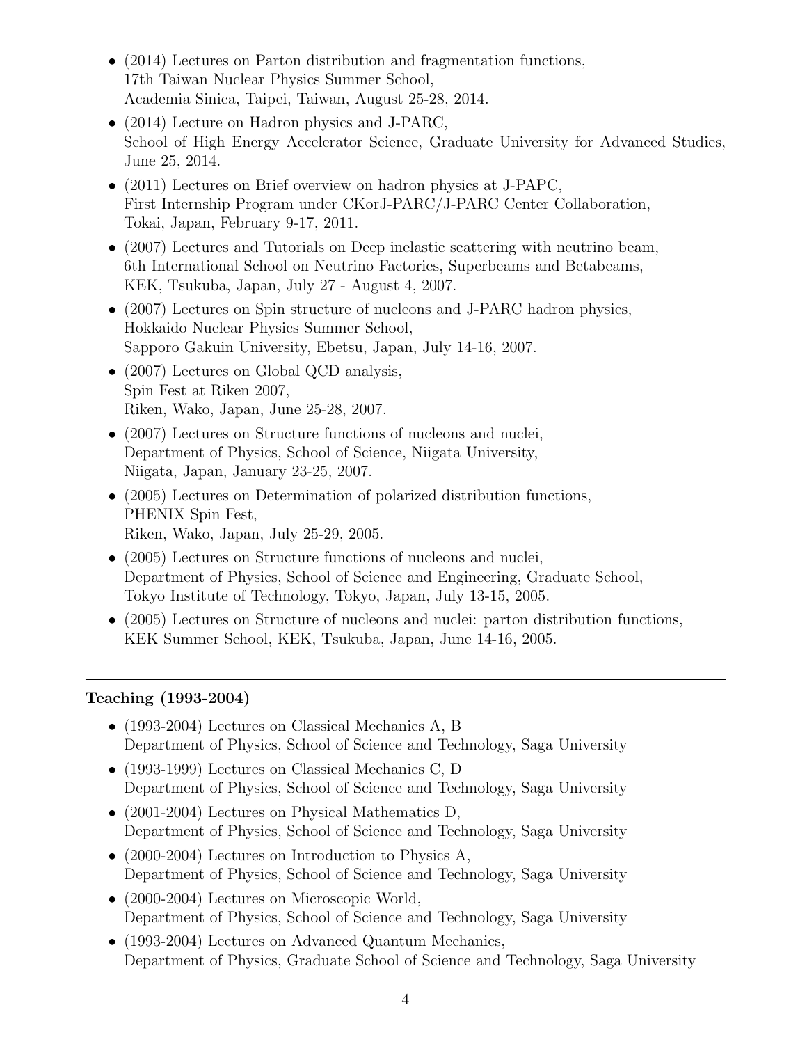- (2014) Lectures on Parton distribution and fragmentation functions,
  17th Taiwan Nuclear Physics Summer School,
  Academia Sinica, Taipei, Taiwan, August 25-28, 2014.
- (2014) Lecture on Hadron physics and J-PARC,
  School of High Energy Accelerator Science, Graduate University for Advanced Studies, June 25, 2014.
- (2011) Lectures on Brief overview on hadron physics at J-PAPC,
  First Internship Program under CKorJ-PARC/J-PARC Center Collaboration,
  Tokai, Japan, February 9-17, 2011.
- (2007) Lectures and Tutorials on Deep inelastic scattering with neutrino beam,
  6th International School on Neutrino Factories, Superbeams and Betabeams,
  KEK, Tsukuba, Japan, July 27 - August 4, 2007.
- (2007) Lectures on Spin structure of nucleons and J-PARC hadron physics,
  Hokkaido Nuclear Physics Summer School,
  Sapporo Gakuin University, Ebetsu, Japan, July 14-16, 2007.
- (2007) Lectures on Global QCD analysis,
  Spin Fest at Riken 2007,
  Riken, Wako, Japan, June 25-28, 2007.
- (2007) Lectures on Structure functions of nucleons and nuclei,
  Department of Physics, School of Science, Niigata University,
  Niigata, Japan, January 23-25, 2007.
- (2005) Lectures on Determination of polarized distribution functions,
  PHENIX Spin Fest,
  Riken, Wako, Japan, July 25-29, 2005.
- (2005) Lectures on Structure functions of nucleons and nuclei,
  Department of Physics, School of Science and Engineering, Graduate School,
  Tokyo Institute of Technology, Tokyo, Japan, July 13-15, 2005.
- (2005) Lectures on Structure of nucleons and nuclei: parton distribution functions,
  KEK Summer School, KEK, Tsukuba, Japan, June 14-16, 2005.

---

**Teaching (1993-2004)**

- (1993-2004) Lectures on Classical Mechanics A, B
  Department of Physics, School of Science and Technology, Saga University
- (1993-1999) Lectures on Classical Mechanics C, D
  Department of Physics, School of Science and Technology, Saga University
- (2001-2004) Lectures on Physical Mathematics D,
  Department of Physics, School of Science and Technology, Saga University
- (2000-2004) Lectures on Introduction to Physics A,
  Department of Physics, School of Science and Technology, Saga University
- (2000-2004) Lectures on Microscopic World,
  Department of Physics, School of Science and Technology, Saga University
- (1993-2004) Lectures on Advanced Quantum Mechanics,
  Department of Physics, Graduate School of Science and Technology, Saga University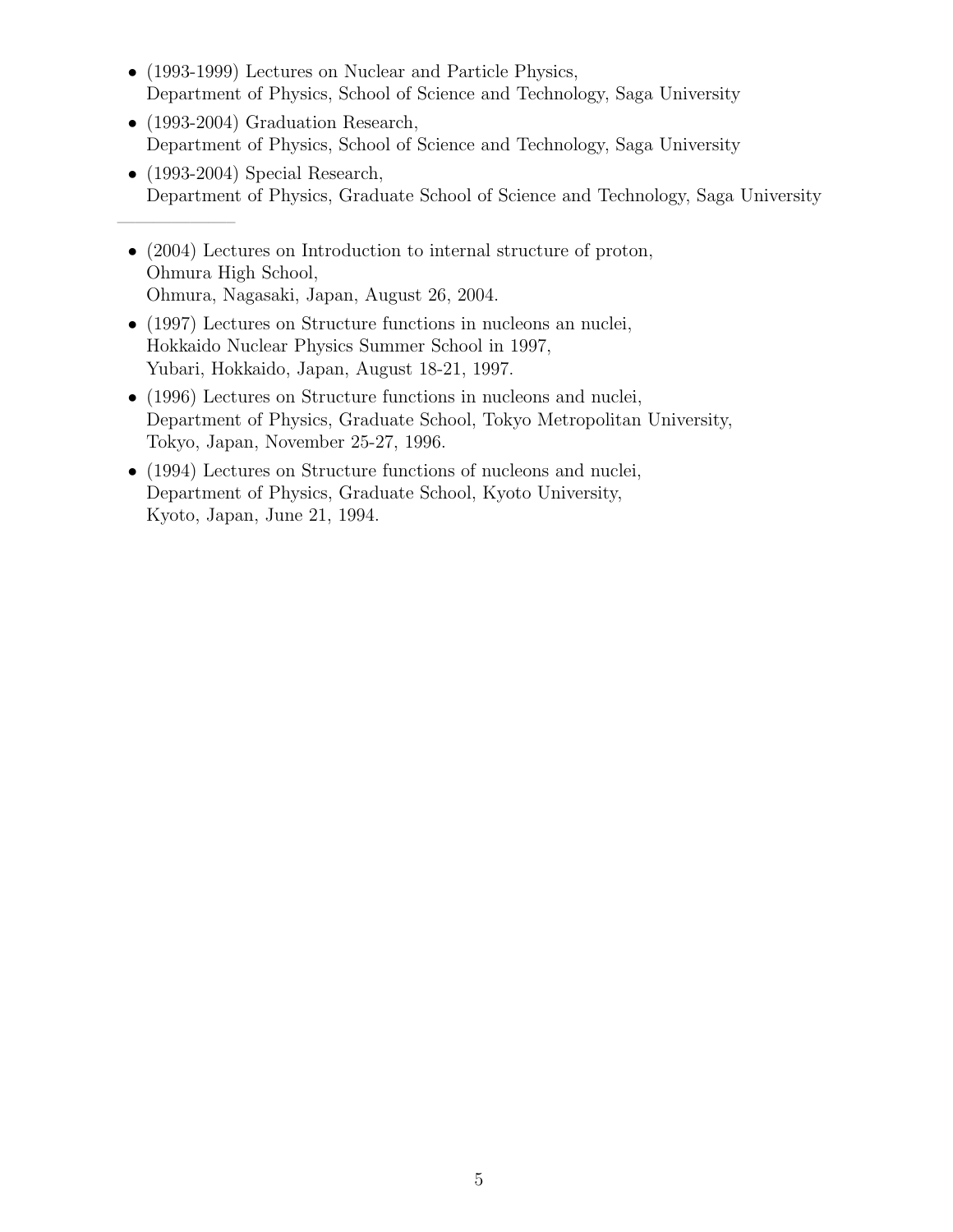- (1993-1999) Lectures on Nuclear and Particle Physics,
  Department of Physics, School of Science and Technology, Saga University
- (1993-2004) Graduation Research,
  Department of Physics, School of Science and Technology, Saga University
- (1993-2004) Special Research,
  Department of Physics, Graduate School of Science and Technology, Saga University

---

- (2004) Lectures on Introduction to internal structure of proton,
  Ohmura High School,
  Ohmura, Nagasaki, Japan, August 26, 2004.
- (1997) Lectures on Structure functions in nucleons an nuclei,
  Hokkaido Nuclear Physics Summer School in 1997,
  Yubari, Hokkaido, Japan, August 18-21, 1997.
- (1996) Lectures on Structure functions in nucleons and nuclei,
  Department of Physics, Graduate School, Tokyo Metropolitan University,
  Tokyo, Japan, November 25-27, 1996.
- (1994) Lectures on Structure functions of nucleons and nuclei,
  Department of Physics, Graduate School, Kyoto University,
  Kyoto, Japan, June 21, 1994.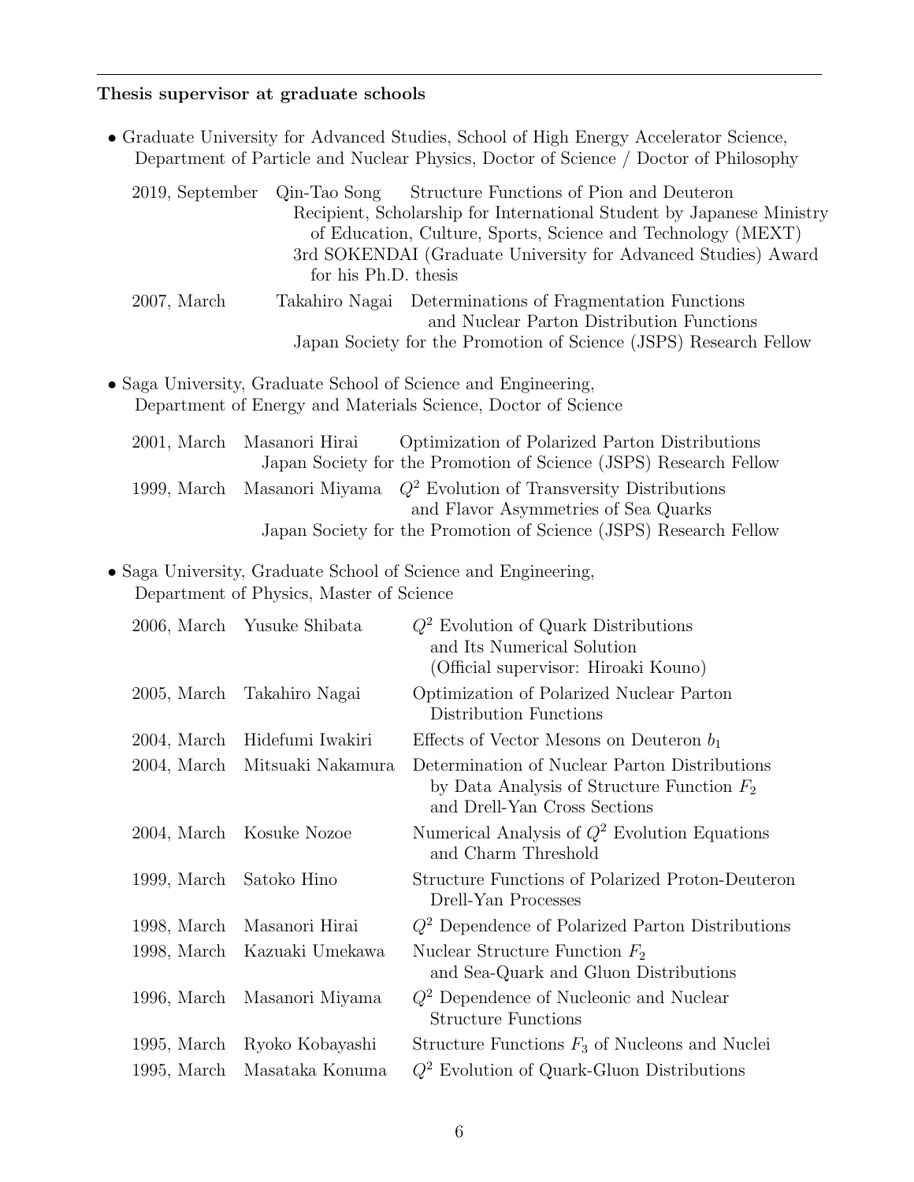### Thesis supervisor at graduate schools

- Graduate University for Advanced Studies, School of High Energy Accelerator Science, Department of Particle and Nuclear Physics, Doctor of Science / Doctor of Philosophy

| | | |
|---|---|---|
| 2019, September | Qin-Tao Song | Structure Functions of Pion and Deuteron<br>Recipient, Scholarship for International Student by Japanese Ministry of Education, Culture, Sports, Science and Technology (MEXT)<br>3rd SOKENDAI (Graduate University for Advanced Studies) Award for his Ph.D. thesis |
| 2007, March | Takahiro Nagai | Determinations of Fragmentation Functions and Nuclear Parton Distribution Functions<br>Japan Society for the Promotion of Science (JSPS) Research Fellow |

- Saga University, Graduate School of Science and Engineering, Department of Energy and Materials Science, Doctor of Science

| | | |
|---|---|---|
| 2001, March | Masanori Hirai | Optimization of Polarized Parton Distributions<br>Japan Society for the Promotion of Science (JSPS) Research Fellow |
| 1999, March | Masanori Miyama | $Q^2$ Evolution of Transversity Distributions and Flavor Asymmetries of Sea Quarks<br>Japan Society for the Promotion of Science (JSPS) Research Fellow |

- Saga University, Graduate School of Science and Engineering, Department of Physics, Master of Science

| | | |
|---|---|---|
| 2006, March | Yusuke Shibata | $Q^2$ Evolution of Quark Distributions and Its Numerical Solution (Official supervisor: Hiroaki Kouno) |
| 2005, March | Takahiro Nagai | Optimization of Polarized Nuclear Parton Distribution Functions |
| 2004, March | Hidefumi Iwakiri | Effects of Vector Mesons on Deuteron $b_1$ |
| 2004, March | Mitsuaki Nakamura | Determination of Nuclear Parton Distributions by Data Analysis of Structure Function $F_2$ and Drell-Yan Cross Sections |
| 2004, March | Kosuke Nozoe | Numerical Analysis of $Q^2$ Evolution Equations and Charm Threshold |
| 1999, March | Satoko Hino | Structure Functions of Polarized Proton-Deuteron Drell-Yan Processes |
| 1998, March | Masanori Hirai | $Q^2$ Dependence of Polarized Parton Distributions |
| 1998, March | Kazuaki Umekawa | Nuclear Structure Function $F_2$ and Sea-Quark and Gluon Distributions |
| 1996, March | Masanori Miyama | $Q^2$ Dependence of Nucleonic and Nuclear Structure Functions |
| 1995, March | Ryoko Kobayashi | Structure Functions $F_3$ of Nucleons and Nuclei |
| 1995, March | Masataka Konuma | $Q^2$ Evolution of Quark-Gluon Distributions |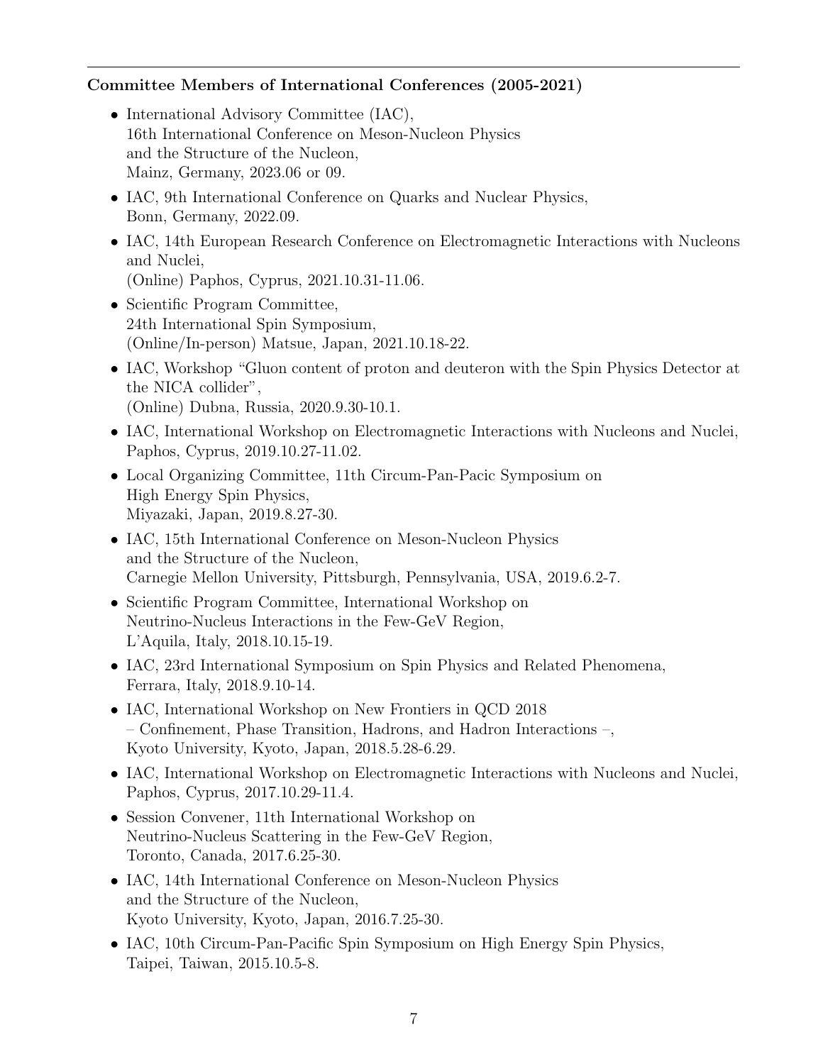**Committee Members of International Conferences (2005-2021)**

- International Advisory Committee (IAC),
  16th International Conference on Meson-Nucleon Physics
  and the Structure of the Nucleon,
  Mainz, Germany, 2023.06 or 09.
- IAC, 9th International Conference on Quarks and Nuclear Physics,
  Bonn, Germany, 2022.09.
- IAC, 14th European Research Conference on Electromagnetic Interactions with Nucleons and Nuclei,
  (Online) Paphos, Cyprus, 2021.10.31-11.06.
- Scientific Program Committee,
  24th International Spin Symposium,
  (Online/In-person) Matsue, Japan, 2021.10.18-22.
- IAC, Workshop "Gluon content of proton and deuteron with the Spin Physics Detector at the NICA collider",
  (Online) Dubna, Russia, 2020.9.30-10.1.
- IAC, International Workshop on Electromagnetic Interactions with Nucleons and Nuclei,
  Paphos, Cyprus, 2019.10.27-11.02.
- Local Organizing Committee, 11th Circum-Pan-Pacic Symposium on
  High Energy Spin Physics,
  Miyazaki, Japan, 2019.8.27-30.
- IAC, 15th International Conference on Meson-Nucleon Physics
  and the Structure of the Nucleon,
  Carnegie Mellon University, Pittsburgh, Pennsylvania, USA, 2019.6.2-7.
- Scientific Program Committee, International Workshop on
  Neutrino-Nucleus Interactions in the Few-GeV Region,
  L'Aquila, Italy, 2018.10.15-19.
- IAC, 23rd International Symposium on Spin Physics and Related Phenomena,
  Ferrara, Italy, 2018.9.10-14.
- IAC, International Workshop on New Frontiers in QCD 2018
  – Confinement, Phase Transition, Hadrons, and Hadron Interactions –,
  Kyoto University, Kyoto, Japan, 2018.5.28-6.29.
- IAC, International Workshop on Electromagnetic Interactions with Nucleons and Nuclei,
  Paphos, Cyprus, 2017.10.29-11.4.
- Session Convener, 11th International Workshop on
  Neutrino-Nucleus Scattering in the Few-GeV Region,
  Toronto, Canada, 2017.6.25-30.
- IAC, 14th International Conference on Meson-Nucleon Physics
  and the Structure of the Nucleon,
  Kyoto University, Kyoto, Japan, 2016.7.25-30.
- IAC, 10th Circum-Pan-Pacific Spin Symposium on High Energy Spin Physics,
  Taipei, Taiwan, 2015.10.5-8.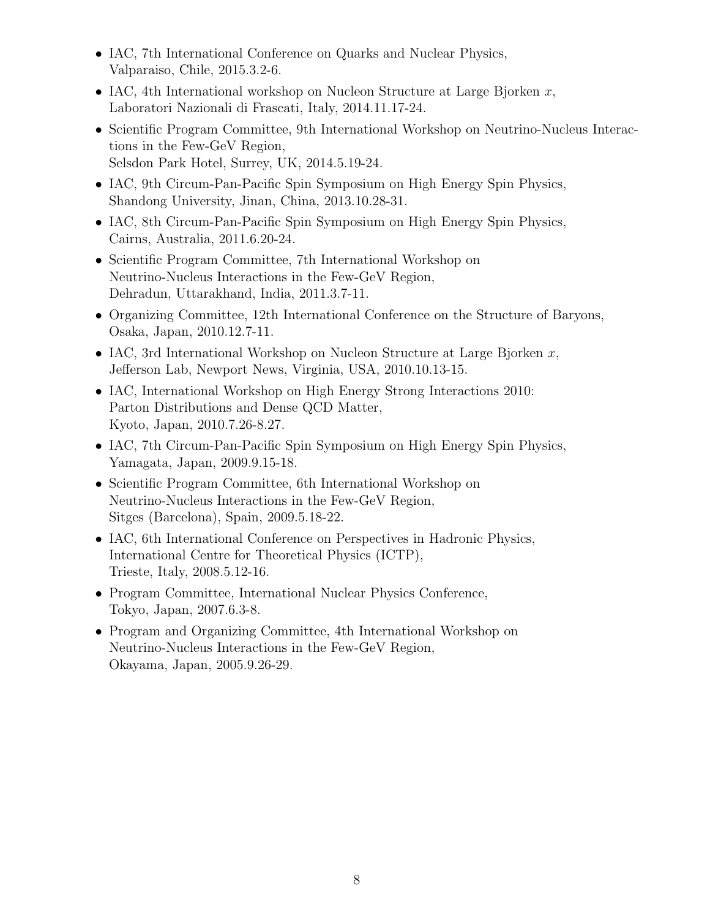- IAC, 7th International Conference on Quarks and Nuclear Physics, Valparaiso, Chile, 2015.3.2-6.
- IAC, 4th International workshop on Nucleon Structure at Large Bjorken $x$, Laboratori Nazionali di Frascati, Italy, 2014.11.17-24.
- Scientific Program Committee, 9th International Workshop on Neutrino-Nucleus Interactions in the Few-GeV Region, Selsdon Park Hotel, Surrey, UK, 2014.5.19-24.
- IAC, 9th Circum-Pan-Pacific Spin Symposium on High Energy Spin Physics, Shandong University, Jinan, China, 2013.10.28-31.
- IAC, 8th Circum-Pan-Pacific Spin Symposium on High Energy Spin Physics, Cairns, Australia, 2011.6.20-24.
- Scientific Program Committee, 7th International Workshop on Neutrino-Nucleus Interactions in the Few-GeV Region, Dehradun, Uttarakhand, India, 2011.3.7-11.
- Organizing Committee, 12th International Conference on the Structure of Baryons, Osaka, Japan, 2010.12.7-11.
- IAC, 3rd International Workshop on Nucleon Structure at Large Bjorken $x$, Jefferson Lab, Newport News, Virginia, USA, 2010.10.13-15.
- IAC, International Workshop on High Energy Strong Interactions 2010: Parton Distributions and Dense QCD Matter, Kyoto, Japan, 2010.7.26-8.27.
- IAC, 7th Circum-Pan-Pacific Spin Symposium on High Energy Spin Physics, Yamagata, Japan, 2009.9.15-18.
- Scientific Program Committee, 6th International Workshop on Neutrino-Nucleus Interactions in the Few-GeV Region, Sitges (Barcelona), Spain, 2009.5.18-22.
- IAC, 6th International Conference on Perspectives in Hadronic Physics, International Centre for Theoretical Physics (ICTP), Trieste, Italy, 2008.5.12-16.
- Program Committee, International Nuclear Physics Conference, Tokyo, Japan, 2007.6.3-8.
- Program and Organizing Committee, 4th International Workshop on Neutrino-Nucleus Interactions in the Few-GeV Region, Okayama, Japan, 2005.9.26-29.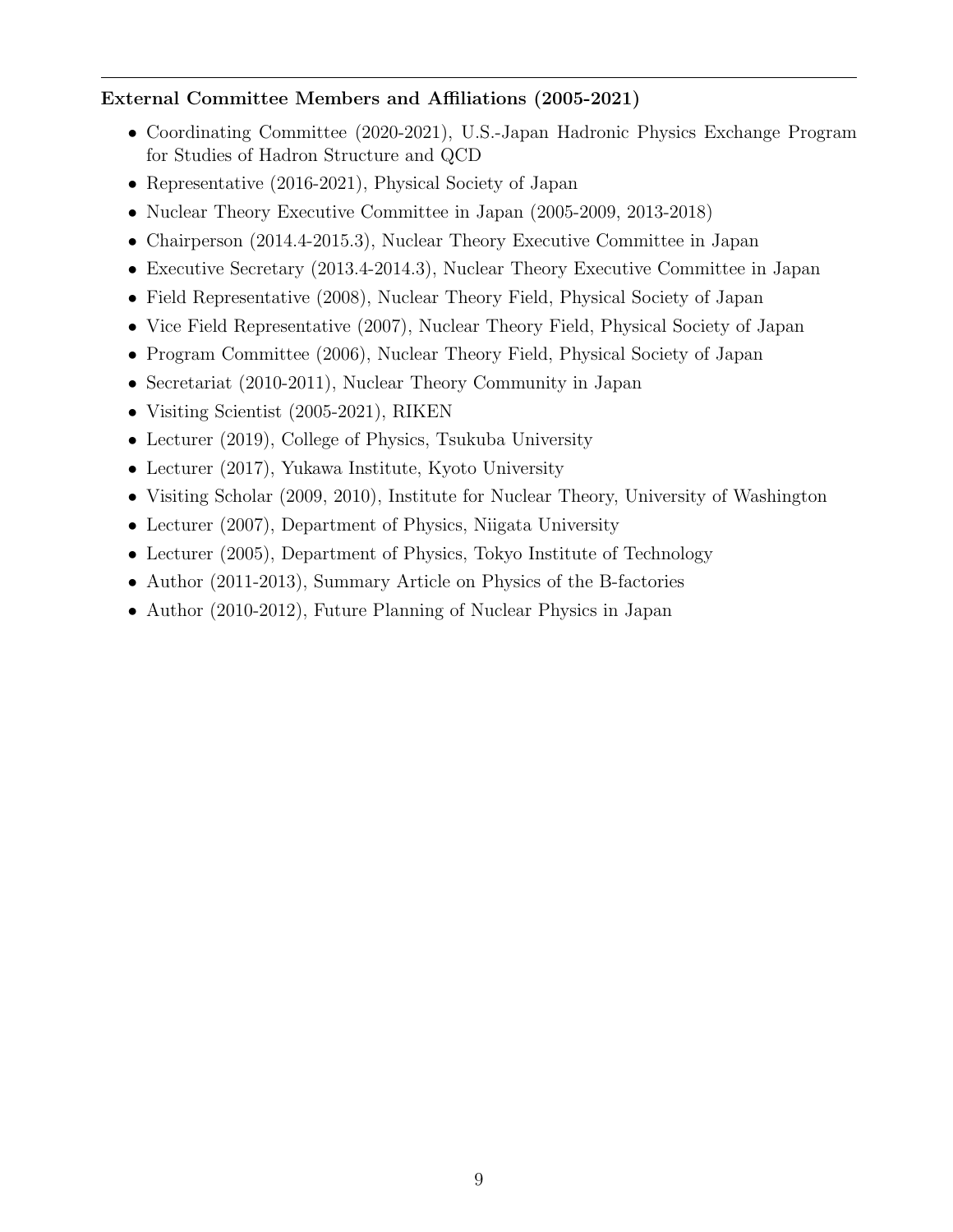**External Committee Members and Affiliations (2005-2021)**

- Coordinating Committee (2020-2021), U.S.-Japan Hadronic Physics Exchange Program for Studies of Hadron Structure and QCD
- Representative (2016-2021), Physical Society of Japan
- Nuclear Theory Executive Committee in Japan (2005-2009, 2013-2018)
- Chairperson (2014.4-2015.3), Nuclear Theory Executive Committee in Japan
- Executive Secretary (2013.4-2014.3), Nuclear Theory Executive Committee in Japan
- Field Representative (2008), Nuclear Theory Field, Physical Society of Japan
- Vice Field Representative (2007), Nuclear Theory Field, Physical Society of Japan
- Program Committee (2006), Nuclear Theory Field, Physical Society of Japan
- Secretariat (2010-2011), Nuclear Theory Community in Japan
- Visiting Scientist (2005-2021), RIKEN
- Lecturer (2019), College of Physics, Tsukuba University
- Lecturer (2017), Yukawa Institute, Kyoto University
- Visiting Scholar (2009, 2010), Institute for Nuclear Theory, University of Washington
- Lecturer (2007), Department of Physics, Niigata University
- Lecturer (2005), Department of Physics, Tokyo Institute of Technology
- Author (2011-2013), Summary Article on Physics of the B-factories
- Author (2010-2012), Future Planning of Nuclear Physics in Japan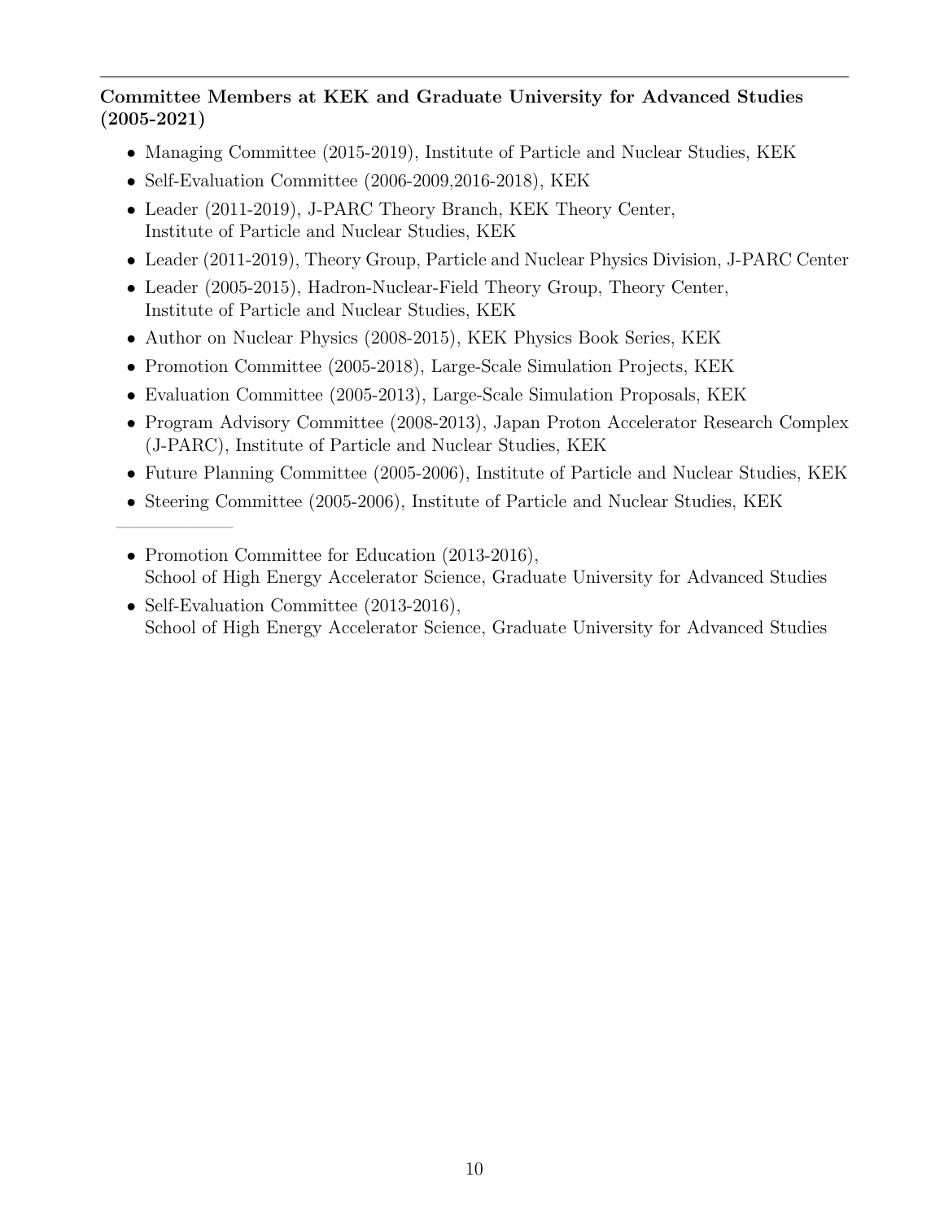---

**Committee Members at KEK and Graduate University for Advanced Studies (2005-2021)**

- Managing Committee (2015-2019), Institute of Particle and Nuclear Studies, KEK
- Self-Evaluation Committee (2006-2009,2016-2018), KEK
- Leader (2011-2019), J-PARC Theory Branch, KEK Theory Center, Institute of Particle and Nuclear Studies, KEK
- Leader (2011-2019), Theory Group, Particle and Nuclear Physics Division, J-PARC Center
- Leader (2005-2015), Hadron-Nuclear-Field Theory Group, Theory Center, Institute of Particle and Nuclear Studies, KEK
- Author on Nuclear Physics (2008-2015), KEK Physics Book Series, KEK
- Promotion Committee (2005-2018), Large-Scale Simulation Projects, KEK
- Evaluation Committee (2005-2013), Large-Scale Simulation Proposals, KEK
- Program Advisory Committee (2008-2013), Japan Proton Accelerator Research Complex (J-PARC), Institute of Particle and Nuclear Studies, KEK
- Future Planning Committee (2005-2006), Institute of Particle and Nuclear Studies, KEK
- Steering Committee (2005-2006), Institute of Particle and Nuclear Studies, KEK

---

- Promotion Committee for Education (2013-2016), School of High Energy Accelerator Science, Graduate University for Advanced Studies
- Self-Evaluation Committee (2013-2016), School of High Energy Accelerator Science, Graduate University for Advanced Studies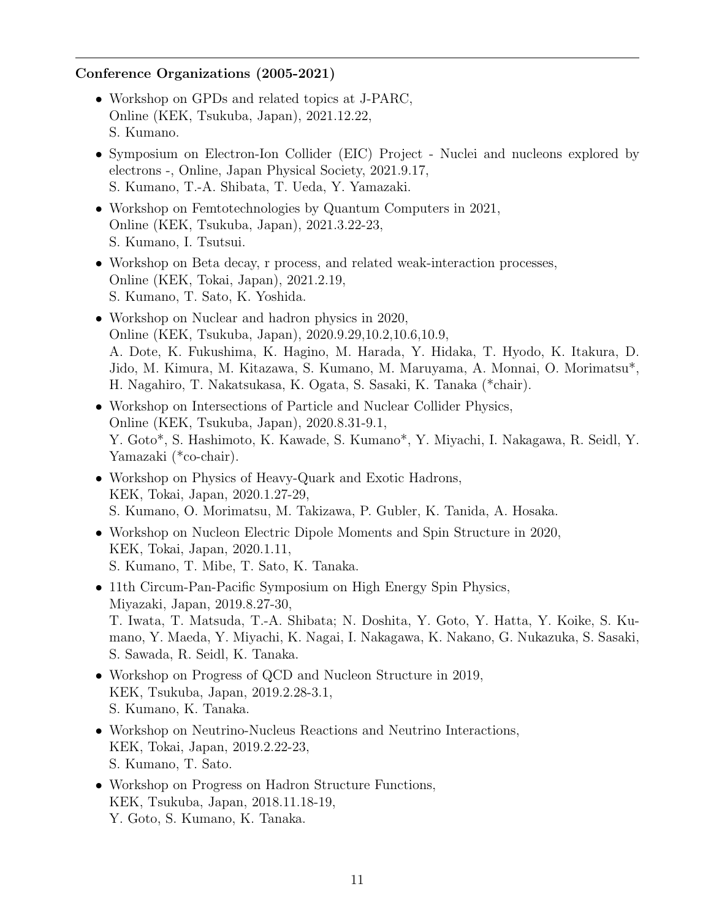**Conference Organizations (2005-2021)**

- Workshop on GPDs and related topics at J-PARC,
  Online (KEK, Tsukuba, Japan), 2021.12.22,
  S. Kumano.
- Symposium on Electron-Ion Collider (EIC) Project - Nuclei and nucleons explored by electrons -, Online, Japan Physical Society, 2021.9.17,
  S. Kumano, T.-A. Shibata, T. Ueda, Y. Yamazaki.
- Workshop on Femtotechnologies by Quantum Computers in 2021,
  Online (KEK, Tsukuba, Japan), 2021.3.22-23,
  S. Kumano, I. Tsutsui.
- Workshop on Beta decay, r process, and related weak-interaction processes,
  Online (KEK, Tokai, Japan), 2021.2.19,
  S. Kumano, T. Sato, K. Yoshida.
- Workshop on Nuclear and hadron physics in 2020,
  Online (KEK, Tsukuba, Japan), 2020.9.29,10.2,10.6,10.9,
  A. Dote, K. Fukushima, K. Hagino, M. Harada, Y. Hidaka, T. Hyodo, K. Itakura, D. Jido, M. Kimura, M. Kitazawa, S. Kumano, M. Maruyama, A. Monnai, O. Morimatsu*, H. Nagahiro, T. Nakatsukasa, K. Ogata, S. Sasaki, K. Tanaka (*chair).
- Workshop on Intersections of Particle and Nuclear Collider Physics,
  Online (KEK, Tsukuba, Japan), 2020.8.31-9.1,
  Y. Goto*, S. Hashimoto, K. Kawade, S. Kumano*, Y. Miyachi, I. Nakagawa, R. Seidl, Y. Yamazaki (*co-chair).
- Workshop on Physics of Heavy-Quark and Exotic Hadrons,
  KEK, Tokai, Japan, 2020.1.27-29,
  S. Kumano, O. Morimatsu, M. Takizawa, P. Gubler, K. Tanida, A. Hosaka.
- Workshop on Nucleon Electric Dipole Moments and Spin Structure in 2020,
  KEK, Tokai, Japan, 2020.1.11,
  S. Kumano, T. Mibe, T. Sato, K. Tanaka.
- 11th Circum-Pan-Pacific Symposium on High Energy Spin Physics,
  Miyazaki, Japan, 2019.8.27-30,
  T. Iwata, T. Matsuda, T.-A. Shibata; N. Doshita, Y. Goto, Y. Hatta, Y. Koike, S. Kumano, Y. Maeda, Y. Miyachi, K. Nagai, I. Nakagawa, K. Nakano, G. Nukazuka, S. Sasaki, S. Sawada, R. Seidl, K. Tanaka.
- Workshop on Progress of QCD and Nucleon Structure in 2019,
  KEK, Tsukuba, Japan, 2019.2.28-3.1,
  S. Kumano, K. Tanaka.
- Workshop on Neutrino-Nucleus Reactions and Neutrino Interactions,
  KEK, Tokai, Japan, 2019.2.22-23,
  S. Kumano, T. Sato.
- Workshop on Progress on Hadron Structure Functions,
  KEK, Tsukuba, Japan, 2018.11.18-19,
  Y. Goto, S. Kumano, K. Tanaka.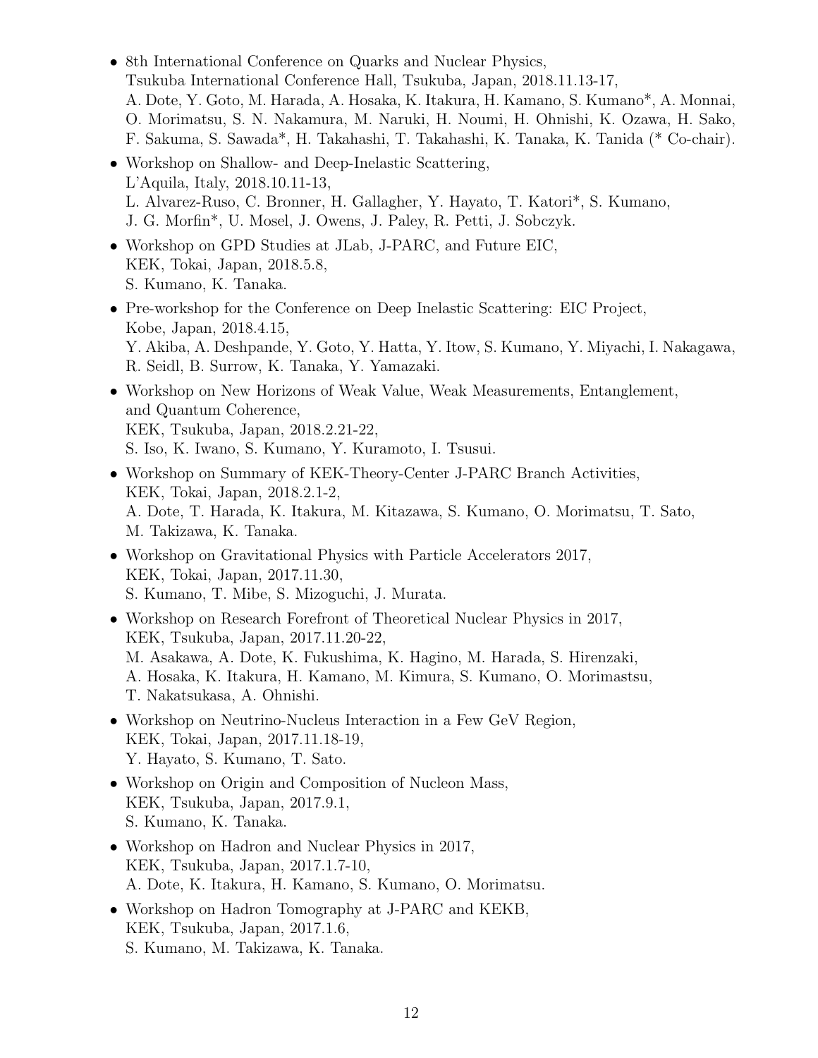- 8th International Conference on Quarks and Nuclear Physics, Tsukuba International Conference Hall, Tsukuba, Japan, 2018.11.13-17, A. Dote, Y. Goto, M. Harada, A. Hosaka, K. Itakura, H. Kamano, S. Kumano*, A. Monnai, O. Morimatsu, S. N. Nakamura, M. Naruki, H. Noumi, H. Ohnishi, K. Ozawa, H. Sako, F. Sakuma, S. Sawada*, H. Takahashi, T. Takahashi, K. Tanaka, K. Tanida (* Co-chair).
- Workshop on Shallow- and Deep-Inelastic Scattering, L'Aquila, Italy, 2018.10.11-13, L. Alvarez-Ruso, C. Bronner, H. Gallagher, Y. Hayato, T. Katori*, S. Kumano, J. G. Morfin*, U. Mosel, J. Owens, J. Paley, R. Petti, J. Sobczyk.
- Workshop on GPD Studies at JLab, J-PARC, and Future EIC, KEK, Tokai, Japan, 2018.5.8, S. Kumano, K. Tanaka.
- Pre-workshop for the Conference on Deep Inelastic Scattering: EIC Project, Kobe, Japan, 2018.4.15, Y. Akiba, A. Deshpande, Y. Goto, Y. Hatta, Y. Itow, S. Kumano, Y. Miyachi, I. Nakagawa, R. Seidl, B. Surrow, K. Tanaka, Y. Yamazaki.
- Workshop on New Horizons of Weak Value, Weak Measurements, Entanglement, and Quantum Coherence, KEK, Tsukuba, Japan, 2018.2.21-22, S. Iso, K. Iwano, S. Kumano, Y. Kuramoto, I. Tsusui.
- Workshop on Summary of KEK-Theory-Center J-PARC Branch Activities, KEK, Tokai, Japan, 2018.2.1-2, A. Dote, T. Harada, K. Itakura, M. Kitazawa, S. Kumano, O. Morimatsu, T. Sato, M. Takizawa, K. Tanaka.
- Workshop on Gravitational Physics with Particle Accelerators 2017, KEK, Tokai, Japan, 2017.11.30, S. Kumano, T. Mibe, S. Mizoguchi, J. Murata.
- Workshop on Research Forefront of Theoretical Nuclear Physics in 2017, KEK, Tsukuba, Japan, 2017.11.20-22, M. Asakawa, A. Dote, K. Fukushima, K. Hagino, M. Harada, S. Hirenzaki, A. Hosaka, K. Itakura, H. Kamano, M. Kimura, S. Kumano, O. Morimastsu, T. Nakatsukasa, A. Ohnishi.
- Workshop on Neutrino-Nucleus Interaction in a Few GeV Region, KEK, Tokai, Japan, 2017.11.18-19, Y. Hayato, S. Kumano, T. Sato.
- Workshop on Origin and Composition of Nucleon Mass, KEK, Tsukuba, Japan, 2017.9.1, S. Kumano, K. Tanaka.
- Workshop on Hadron and Nuclear Physics in 2017, KEK, Tsukuba, Japan, 2017.1.7-10, A. Dote, K. Itakura, H. Kamano, S. Kumano, O. Morimatsu.
- Workshop on Hadron Tomography at J-PARC and KEKB, KEK, Tsukuba, Japan, 2017.1.6, S. Kumano, M. Takizawa, K. Tanaka.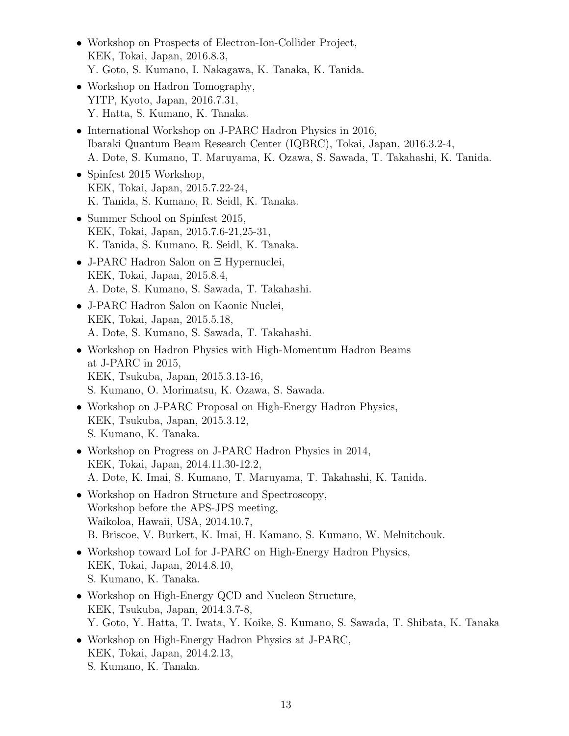- Workshop on Prospects of Electron-Ion-Collider Project,
  KEK, Tokai, Japan, 2016.8.3,
  Y. Goto, S. Kumano, I. Nakagawa, K. Tanaka, K. Tanida.
- Workshop on Hadron Tomography,
  YITP, Kyoto, Japan, 2016.7.31,
  Y. Hatta, S. Kumano, K. Tanaka.
- International Workshop on J-PARC Hadron Physics in 2016,
  Ibaraki Quantum Beam Research Center (IQBRC), Tokai, Japan, 2016.3.2-4,
  A. Dote, S. Kumano, T. Maruyama, K. Ozawa, S. Sawada, T. Takahashi, K. Tanida.
- Spinfest 2015 Workshop,
  KEK, Tokai, Japan, 2015.7.22-24,
  K. Tanida, S. Kumano, R. Seidl, K. Tanaka.
- Summer School on Spinfest 2015,
  KEK, Tokai, Japan, 2015.7.6-21,25-31,
  K. Tanida, S. Kumano, R. Seidl, K. Tanaka.
- J-PARC Hadron Salon on Ξ Hypernuclei,
  KEK, Tokai, Japan, 2015.8.4,
  A. Dote, S. Kumano, S. Sawada, T. Takahashi.
- J-PARC Hadron Salon on Kaonic Nuclei,
  KEK, Tokai, Japan, 2015.5.18,
  A. Dote, S. Kumano, S. Sawada, T. Takahashi.
- Workshop on Hadron Physics with High-Momentum Hadron Beams
  at J-PARC in 2015,
  KEK, Tsukuba, Japan, 2015.3.13-16,
  S. Kumano, O. Morimatsu, K. Ozawa, S. Sawada.
- Workshop on J-PARC Proposal on High-Energy Hadron Physics,
  KEK, Tsukuba, Japan, 2015.3.12,
  S. Kumano, K. Tanaka.
- Workshop on Progress on J-PARC Hadron Physics in 2014,
  KEK, Tokai, Japan, 2014.11.30-12.2,
  A. Dote, K. Imai, S. Kumano, T. Maruyama, T. Takahashi, K. Tanida.
- Workshop on Hadron Structure and Spectroscopy,
  Workshop before the APS-JPS meeting,
  Waikoloa, Hawaii, USA, 2014.10.7,
  B. Briscoe, V. Burkert, K. Imai, H. Kamano, S. Kumano, W. Melnitchouk.
- Workshop toward LoI for J-PARC on High-Energy Hadron Physics,
  KEK, Tokai, Japan, 2014.8.10,
  S. Kumano, K. Tanaka.
- Workshop on High-Energy QCD and Nucleon Structure,
  KEK, Tsukuba, Japan, 2014.3.7-8,
  Y. Goto, Y. Hatta, T. Iwata, Y. Koike, S. Kumano, S. Sawada, T. Shibata, K. Tanaka
- Workshop on High-Energy Hadron Physics at J-PARC,
  KEK, Tokai, Japan, 2014.2.13,
  S. Kumano, K. Tanaka.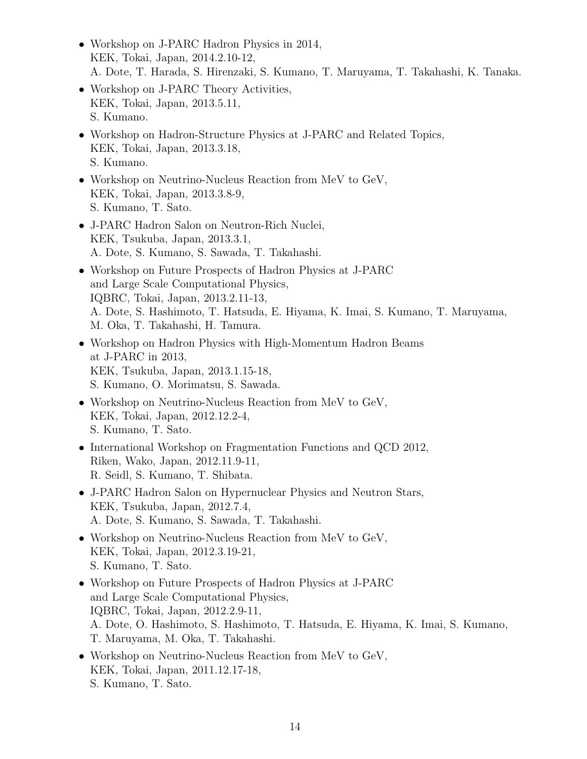- Workshop on J-PARC Hadron Physics in 2014,
  KEK, Tokai, Japan, 2014.2.10-12,
  A. Dote, T. Harada, S. Hirenzaki, S. Kumano, T. Maruyama, T. Takahashi, K. Tanaka.
- Workshop on J-PARC Theory Activities,
  KEK, Tokai, Japan, 2013.5.11,
  S. Kumano.
- Workshop on Hadron-Structure Physics at J-PARC and Related Topics,
  KEK, Tokai, Japan, 2013.3.18,
  S. Kumano.
- Workshop on Neutrino-Nucleus Reaction from MeV to GeV,
  KEK, Tokai, Japan, 2013.3.8-9,
  S. Kumano, T. Sato.
- J-PARC Hadron Salon on Neutron-Rich Nuclei,
  KEK, Tsukuba, Japan, 2013.3.1,
  A. Dote, S. Kumano, S. Sawada, T. Takahashi.
- Workshop on Future Prospects of Hadron Physics at J-PARC
  and Large Scale Computational Physics,
  IQBRC, Tokai, Japan, 2013.2.11-13,
  A. Dote, S. Hashimoto, T. Hatsuda, E. Hiyama, K. Imai, S. Kumano, T. Maruyama,
  M. Oka, T. Takahashi, H. Tamura.
- Workshop on Hadron Physics with High-Momentum Hadron Beams
  at J-PARC in 2013,
  KEK, Tsukuba, Japan, 2013.1.15-18,
  S. Kumano, O. Morimatsu, S. Sawada.
- Workshop on Neutrino-Nucleus Reaction from MeV to GeV,
  KEK, Tokai, Japan, 2012.12.2-4,
  S. Kumano, T. Sato.
- International Workshop on Fragmentation Functions and QCD 2012,
  Riken, Wako, Japan, 2012.11.9-11,
  R. Seidl, S. Kumano, T. Shibata.
- J-PARC Hadron Salon on Hypernuclear Physics and Neutron Stars,
  KEK, Tsukuba, Japan, 2012.7.4,
  A. Dote, S. Kumano, S. Sawada, T. Takahashi.
- Workshop on Neutrino-Nucleus Reaction from MeV to GeV,
  KEK, Tokai, Japan, 2012.3.19-21,
  S. Kumano, T. Sato.
- Workshop on Future Prospects of Hadron Physics at J-PARC
  and Large Scale Computational Physics,
  IQBRC, Tokai, Japan, 2012.2.9-11,
  A. Dote, O. Hashimoto, S. Hashimoto, T. Hatsuda, E. Hiyama, K. Imai, S. Kumano,
  T. Maruyama, M. Oka, T. Takahashi.
- Workshop on Neutrino-Nucleus Reaction from MeV to GeV,
  KEK, Tokai, Japan, 2011.12.17-18,
  S. Kumano, T. Sato.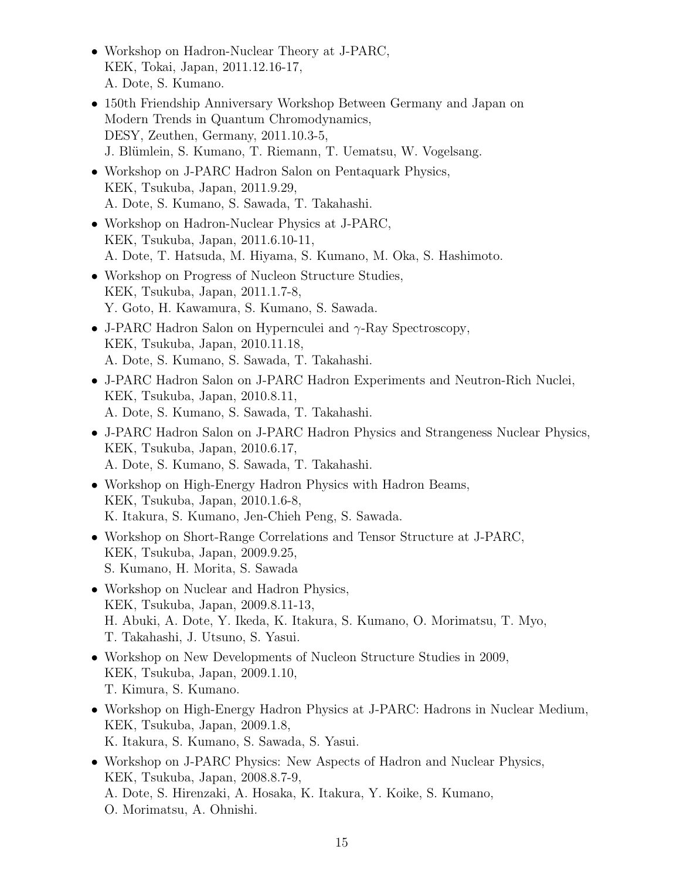- Workshop on Hadron-Nuclear Theory at J-PARC,  
  KEK, Tokai, Japan, 2011.12.16-17,  
  A. Dote, S. Kumano.
- 150th Friendship Anniversary Workshop Between Germany and Japan on  
  Modern Trends in Quantum Chromodynamics,  
  DESY, Zeuthen, Germany, 2011.10.3-5,  
  J. Blümlein, S. Kumano, T. Riemann, T. Uematsu, W. Vogelsang.
- Workshop on J-PARC Hadron Salon on Pentaquark Physics,  
  KEK, Tsukuba, Japan, 2011.9.29,  
  A. Dote, S. Kumano, S. Sawada, T. Takahashi.
- Workshop on Hadron-Nuclear Physics at J-PARC,  
  KEK, Tsukuba, Japan, 2011.6.10-11,  
  A. Dote, T. Hatsuda, M. Hiyama, S. Kumano, M. Oka, S. Hashimoto.
- Workshop on Progress of Nucleon Structure Studies,  
  KEK, Tsukuba, Japan, 2011.1.7-8,  
  Y. Goto, H. Kawamura, S. Kumano, S. Sawada.
- J-PARC Hadron Salon on Hypernculei and $\gamma$-Ray Spectroscopy,  
  KEK, Tsukuba, Japan, 2010.11.18,  
  A. Dote, S. Kumano, S. Sawada, T. Takahashi.
- J-PARC Hadron Salon on J-PARC Hadron Experiments and Neutron-Rich Nuclei,  
  KEK, Tsukuba, Japan, 2010.8.11,  
  A. Dote, S. Kumano, S. Sawada, T. Takahashi.
- J-PARC Hadron Salon on J-PARC Hadron Physics and Strangeness Nuclear Physics,  
  KEK, Tsukuba, Japan, 2010.6.17,  
  A. Dote, S. Kumano, S. Sawada, T. Takahashi.
- Workshop on High-Energy Hadron Physics with Hadron Beams,  
  KEK, Tsukuba, Japan, 2010.1.6-8,  
  K. Itakura, S. Kumano, Jen-Chieh Peng, S. Sawada.
- Workshop on Short-Range Correlations and Tensor Structure at J-PARC,  
  KEK, Tsukuba, Japan, 2009.9.25,  
  S. Kumano, H. Morita, S. Sawada
- Workshop on Nuclear and Hadron Physics,  
  KEK, Tsukuba, Japan, 2009.8.11-13,  
  H. Abuki, A. Dote, Y. Ikeda, K. Itakura, S. Kumano, O. Morimatsu, T. Myo,  
  T. Takahashi, J. Utsuno, S. Yasui.
- Workshop on New Developments of Nucleon Structure Studies in 2009,  
  KEK, Tsukuba, Japan, 2009.1.10,  
  T. Kimura, S. Kumano.
- Workshop on High-Energy Hadron Physics at J-PARC: Hadrons in Nuclear Medium,  
  KEK, Tsukuba, Japan, 2009.1.8,  
  K. Itakura, S. Kumano, S. Sawada, S. Yasui.
- Workshop on J-PARC Physics: New Aspects of Hadron and Nuclear Physics,  
  KEK, Tsukuba, Japan, 2008.8.7-9,  
  A. Dote, S. Hirenzaki, A. Hosaka, K. Itakura, Y. Koike, S. Kumano,  
  O. Morimatsu, A. Ohnishi.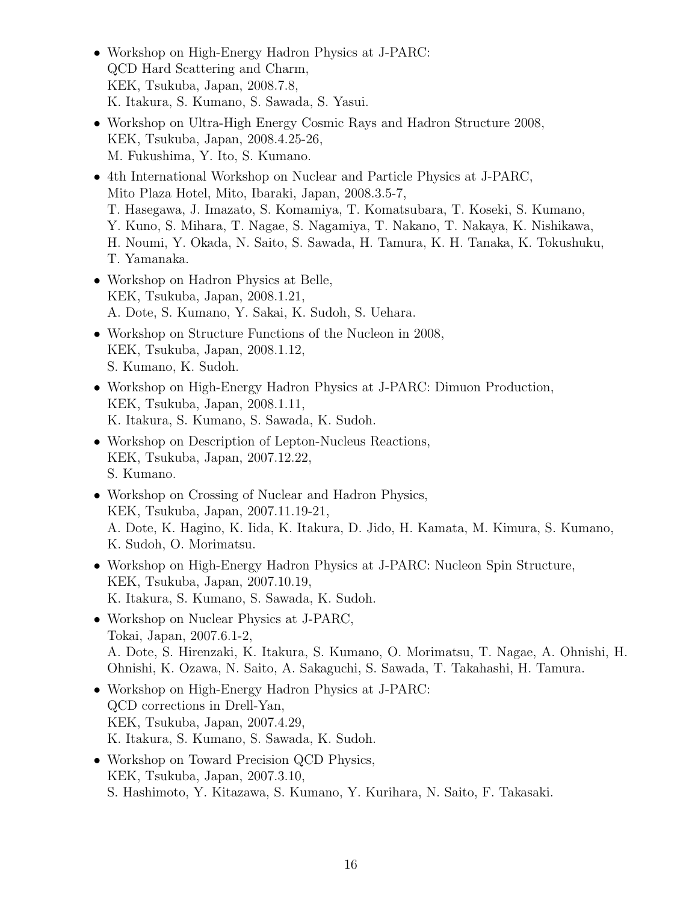- Workshop on High-Energy Hadron Physics at J-PARC:
  QCD Hard Scattering and Charm,
  KEK, Tsukuba, Japan, 2008.7.8,
  K. Itakura, S. Kumano, S. Sawada, S. Yasui.
- Workshop on Ultra-High Energy Cosmic Rays and Hadron Structure 2008,
  KEK, Tsukuba, Japan, 2008.4.25-26,
  M. Fukushima, Y. Ito, S. Kumano.
- 4th International Workshop on Nuclear and Particle Physics at J-PARC,
  Mito Plaza Hotel, Mito, Ibaraki, Japan, 2008.3.5-7,
  T. Hasegawa, J. Imazato, S. Komamiya, T. Komatsubara, T. Koseki, S. Kumano,
  Y. Kuno, S. Mihara, T. Nagae, S. Nagamiya, T. Nakano, T. Nakaya, K. Nishikawa,
  H. Noumi, Y. Okada, N. Saito, S. Sawada, H. Tamura, K. H. Tanaka, K. Tokushuku,
  T. Yamanaka.
- Workshop on Hadron Physics at Belle,
  KEK, Tsukuba, Japan, 2008.1.21,
  A. Dote, S. Kumano, Y. Sakai, K. Sudoh, S. Uehara.
- Workshop on Structure Functions of the Nucleon in 2008,
  KEK, Tsukuba, Japan, 2008.1.12,
  S. Kumano, K. Sudoh.
- Workshop on High-Energy Hadron Physics at J-PARC: Dimuon Production,
  KEK, Tsukuba, Japan, 2008.1.11,
  K. Itakura, S. Kumano, S. Sawada, K. Sudoh.
- Workshop on Description of Lepton-Nucleus Reactions,
  KEK, Tsukuba, Japan, 2007.12.22,
  S. Kumano.
- Workshop on Crossing of Nuclear and Hadron Physics,
  KEK, Tsukuba, Japan, 2007.11.19-21,
  A. Dote, K. Hagino, K. Iida, K. Itakura, D. Jido, H. Kamata, M. Kimura, S. Kumano,
  K. Sudoh, O. Morimatsu.
- Workshop on High-Energy Hadron Physics at J-PARC: Nucleon Spin Structure,
  KEK, Tsukuba, Japan, 2007.10.19,
  K. Itakura, S. Kumano, S. Sawada, K. Sudoh.
- Workshop on Nuclear Physics at J-PARC,
  Tokai, Japan, 2007.6.1-2,
  A. Dote, S. Hirenzaki, K. Itakura, S. Kumano, O. Morimatsu, T. Nagae, A. Ohnishi, H.
  Ohnishi, K. Ozawa, N. Saito, A. Sakaguchi, S. Sawada, T. Takahashi, H. Tamura.
- Workshop on High-Energy Hadron Physics at J-PARC:
  QCD corrections in Drell-Yan,
  KEK, Tsukuba, Japan, 2007.4.29,
  K. Itakura, S. Kumano, S. Sawada, K. Sudoh.
- Workshop on Toward Precision QCD Physics,
  KEK, Tsukuba, Japan, 2007.3.10,
  S. Hashimoto, Y. Kitazawa, S. Kumano, Y. Kurihara, N. Saito, F. Takasaki.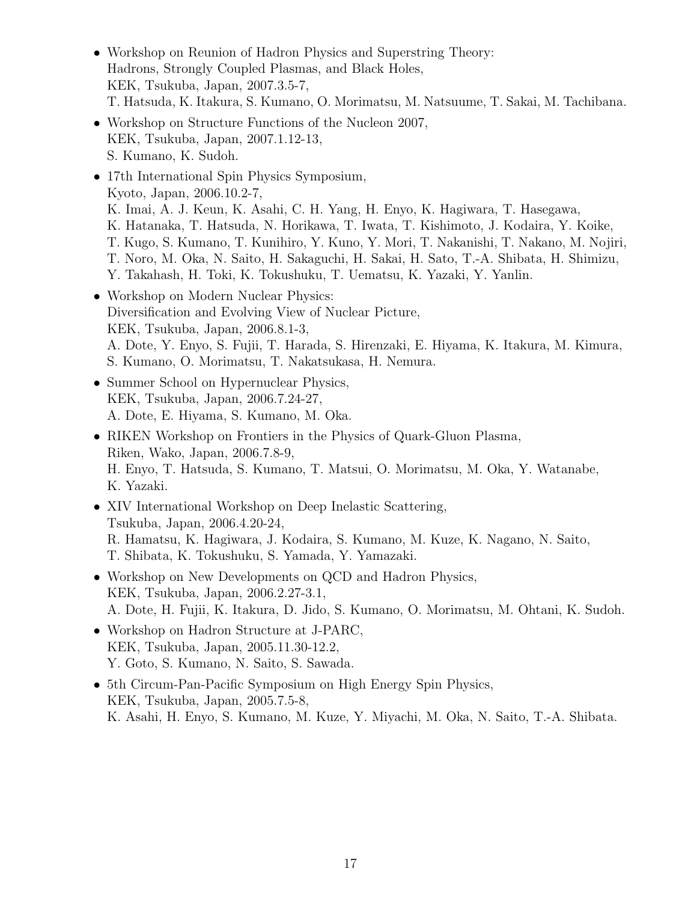- Workshop on Reunion of Hadron Physics and Superstring Theory:
  Hadrons, Strongly Coupled Plasmas, and Black Holes,
  KEK, Tsukuba, Japan, 2007.3.5-7,
  T. Hatsuda, K. Itakura, S. Kumano, O. Morimatsu, M. Natsuume, T. Sakai, M. Tachibana.
- Workshop on Structure Functions of the Nucleon 2007,
  KEK, Tsukuba, Japan, 2007.1.12-13,
  S. Kumano, K. Sudoh.
- 17th International Spin Physics Symposium,
  Kyoto, Japan, 2006.10.2-7,
  K. Imai, A. J. Keun, K. Asahi, C. H. Yang, H. Enyo, K. Hagiwara, T. Hasegawa,
  K. Hatanaka, T. Hatsuda, N. Horikawa, T. Iwata, T. Kishimoto, J. Kodaira, Y. Koike,
  T. Kugo, S. Kumano, T. Kunihiro, Y. Kuno, Y. Mori, T. Nakanishi, T. Nakano, M. Nojiri,
  T. Noro, M. Oka, N. Saito, H. Sakaguchi, H. Sakai, H. Sato, T.-A. Shibata, H. Shimizu,
  Y. Takahash, H. Toki, K. Tokushuku, T. Uematsu, K. Yazaki, Y. Yanlin.
- Workshop on Modern Nuclear Physics:
  Diversification and Evolving View of Nuclear Picture,
  KEK, Tsukuba, Japan, 2006.8.1-3,
  A. Dote, Y. Enyo, S. Fujii, T. Harada, S. Hirenzaki, E. Hiyama, K. Itakura, M. Kimura,
  S. Kumano, O. Morimatsu, T. Nakatsukasa, H. Nemura.
- Summer School on Hypernuclear Physics,
  KEK, Tsukuba, Japan, 2006.7.24-27,
  A. Dote, E. Hiyama, S. Kumano, M. Oka.
- RIKEN Workshop on Frontiers in the Physics of Quark-Gluon Plasma,
  Riken, Wako, Japan, 2006.7.8-9,
  H. Enyo, T. Hatsuda, S. Kumano, T. Matsui, O. Morimatsu, M. Oka, Y. Watanabe,
  K. Yazaki.
- XIV International Workshop on Deep Inelastic Scattering,
  Tsukuba, Japan, 2006.4.20-24,
  R. Hamatsu, K. Hagiwara, J. Kodaira, S. Kumano, M. Kuze, K. Nagano, N. Saito,
  T. Shibata, K. Tokushuku, S. Yamada, Y. Yamazaki.
- Workshop on New Developments on QCD and Hadron Physics,
  KEK, Tsukuba, Japan, 2006.2.27-3.1,
  A. Dote, H. Fujii, K. Itakura, D. Jido, S. Kumano, O. Morimatsu, M. Ohtani, K. Sudoh.
- Workshop on Hadron Structure at J-PARC,
  KEK, Tsukuba, Japan, 2005.11.30-12.2,
  Y. Goto, S. Kumano, N. Saito, S. Sawada.
- 5th Circum-Pan-Pacific Symposium on High Energy Spin Physics,
  KEK, Tsukuba, Japan, 2005.7.5-8,
  K. Asahi, H. Enyo, S. Kumano, M. Kuze, Y. Miyachi, M. Oka, N. Saito, T.-A. Shibata.